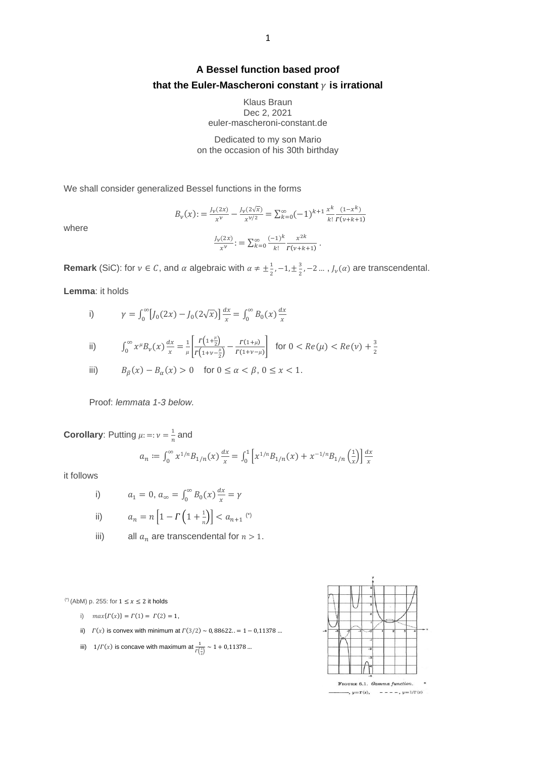# A Bessel function based proof
# that the Euler-Mascheroni constant $\gamma$ is irrational

Klaus Braun
Dec 2, 2021
euler-mascheroni-constant.de

Dedicated to my son Mario
on the occasion of his 30th birthday

We shall consider generalized Bessel functions in the forms

$$B_\nu(x) := \frac{J_\nu(2x)}{x^\nu} - \frac{J_\nu(2\sqrt{x})}{x^{\nu/2}} = \sum_{k=0}^{\infty} (-1)^{k+1} \frac{x^k}{k!} \frac{(1-x^k)}{\Gamma(\nu+k+1)}$$

where

$$\frac{J_\nu(2x)}{x^\nu} := \sum_{k=0}^{\infty} \frac{(-1)^k}{k!} \frac{x^{2k}}{\Gamma(\nu+k+1)} .$$

**Remark** (SiC): for $\nu \in C$, and $\alpha$ algebraic with $\alpha \neq \pm\frac{1}{2}, -1, \pm\frac{3}{2}, -2 \ldots$ , $J_\nu(\alpha)$ are transcendental.

**Lemma**: it holds

i) $\gamma = \int_0^\infty \left[J_0(2x) - J_0(2\sqrt{x})\right] \frac{dx}{x} = \int_0^\infty B_0(x) \frac{dx}{x}$

ii) $\int_0^\infty x^\mu B_\nu(x) \frac{dx}{x} = \frac{1}{\mu}\left[\frac{\Gamma\left(1+\frac{\mu}{2}\right)}{\Gamma\left(1+\nu-\frac{\mu}{2}\right)} - \frac{\Gamma(1+\mu)}{\Gamma(1+\nu-\mu)}\right]$ for $0 < Re(\mu) < Re(\nu) + \frac{3}{2}$

iii) $B_\beta(x) - B_\alpha(x) > 0$ for $0 \leq \alpha < \beta$, $0 \leq x < 1$.

Proof: *lemmata 1-3 below.*

**Corollary**: Putting $\mu =: \nu = \frac{1}{n}$ and

$$a_n := \int_0^\infty x^{1/n} B_{1/n}(x) \frac{dx}{x} = \int_0^1 \left[x^{1/n} B_{1/n}(x) + x^{-1/n} B_{1/n}\left(\frac{1}{x}\right)\right] \frac{dx}{x}$$

it follows

i) $a_1 = 0$, $a_\infty = \int_0^\infty B_0(x) \frac{dx}{x} = \gamma$

ii) $a_n = n\left[1 - \Gamma\left(1 + \frac{1}{n}\right)\right] < a_{n+1}$ (*)

iii) all $a_n$ are transcendental for $n > 1$.

(*) (AbM) p. 255: for $1 \leq x \leq 2$ it holds

i) $max\{\Gamma(x)\} = \Gamma(1) = \Gamma(2) = 1$,

ii) $\Gamma(x)$ is convex with minimum at $\Gamma(3/2) \sim 0,88622.. = 1 - 0,11378 \ldots$

iii) $1/\Gamma(x)$ is concave with maximum at $\frac{1}{\Gamma\left(\frac{3}{2}\right)} \sim 1 + 0,11378 \ldots$

FIGURE 6.1. *Gamma function.* ———, $y=\Gamma(x)$, - - - -, $y=1/\Gamma(x)$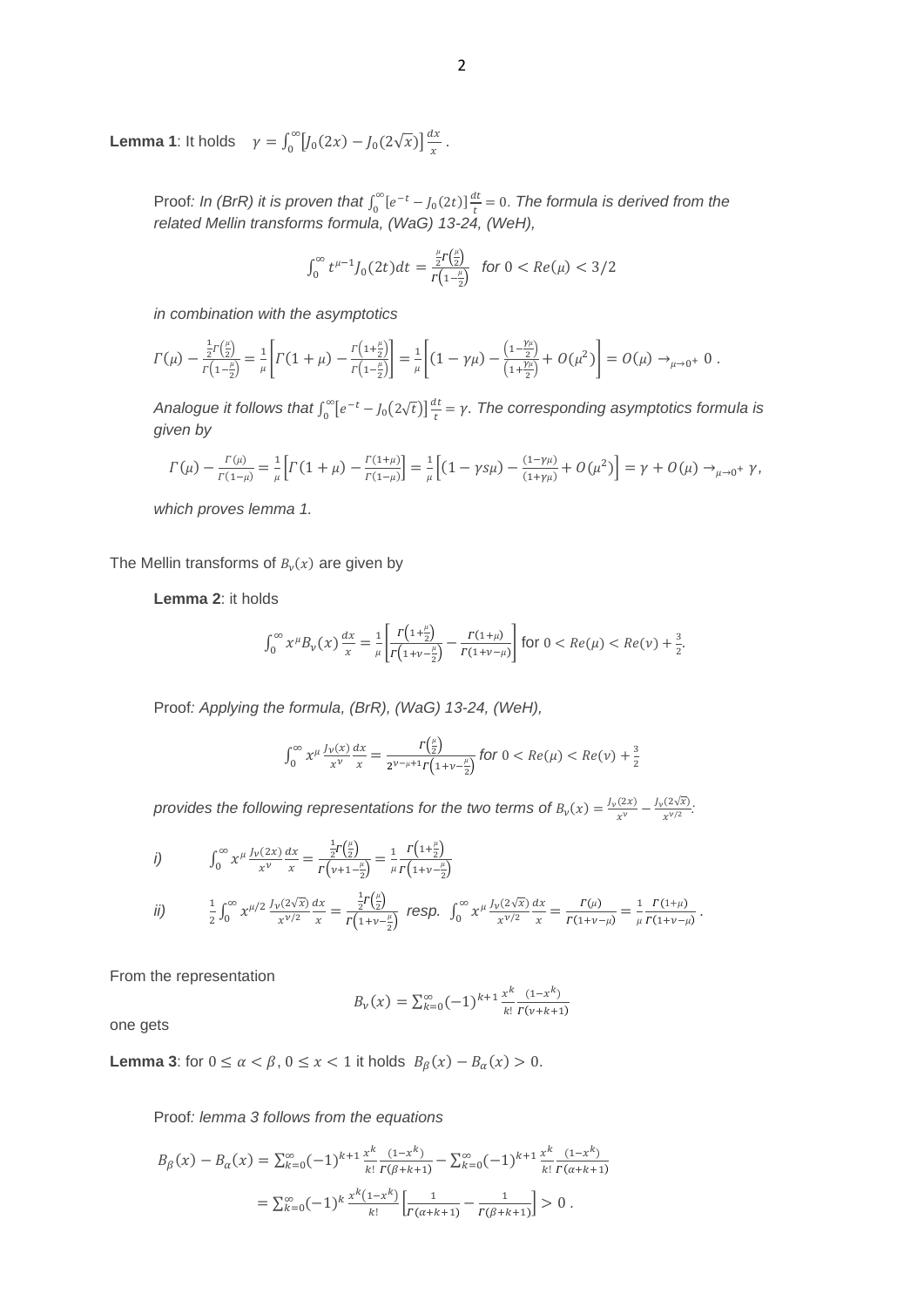**Lemma 1**: It holds $\quad \gamma = \int_0^\infty \left[J_0(2x) - J_0(2\sqrt{x})\right]\frac{dx}{x}$ .

> Proof*: In (BrR) it is proven that* $\int_0^\infty [e^{-t} - J_0(2t)]\frac{dt}{t} = 0$. *The formula is derived from the related Mellin transforms formula, (WaG) 13-24, (WeH),*
>
> $$\int_0^\infty t^{\mu-1}J_0(2t)dt = \frac{\frac{\mu}{2}\Gamma\left(\frac{\mu}{2}\right)}{\Gamma\left(1-\frac{\mu}{2}\right)} \quad \text{for } 0 < Re(\mu) < 3/2$$
>
> *in combination with the asymptotics*
>
> $$\Gamma(\mu) - \frac{\frac{1}{2}\Gamma\left(\frac{\mu}{2}\right)}{\Gamma\left(1-\frac{\mu}{2}\right)} = \frac{1}{\mu}\left[\Gamma(1+\mu) - \frac{\Gamma\left(1+\frac{\mu}{2}\right)}{\Gamma\left(1-\frac{\mu}{2}\right)}\right] = \frac{1}{\mu}\left[(1-\gamma\mu) - \frac{\left(1-\frac{\gamma\mu}{2}\right)}{\left(1+\frac{\gamma\mu}{2}\right)} + O(\mu^2)\right] = O(\mu) \to_{\mu\to 0^+} 0 \ .$$
>
> *Analogue it follows that* $\int_0^\infty \left[e^{-t} - J_0(2\sqrt{t})\right]\frac{dt}{t} = \gamma$. *The corresponding asymptotics formula is given by*
>
> $$\Gamma(\mu) - \frac{\Gamma(\mu)}{\Gamma(1-\mu)} = \frac{1}{\mu}\left[\Gamma(1+\mu) - \frac{\Gamma(1+\mu)}{\Gamma(1-\mu)}\right] = \frac{1}{\mu}\left[(1-\gamma s\mu) - \frac{(1-\gamma\mu)}{(1+\gamma\mu)} + O(\mu^2)\right] = \gamma + O(\mu) \to_{\mu\to 0^+} \gamma,$$
>
> *which proves lemma 1.*

The Mellin transforms of $B_\nu(x)$ are given by

> **Lemma 2**: it holds
>
> $$\int_0^\infty x^\mu B_\nu(x)\frac{dx}{x} = \frac{1}{\mu}\left[\frac{\Gamma\left(1+\frac{\mu}{2}\right)}{\Gamma\left(1+\nu-\frac{\mu}{2}\right)} - \frac{\Gamma(1+\mu)}{\Gamma(1+\nu-\mu)}\right] \text{ for } 0 < Re(\mu) < Re(\nu) + \tfrac{3}{2}.$$
>
> Proof*: Applying the formula, (BrR), (WaG) 13-24, (WeH),*
>
> $$\int_0^\infty x^\mu \frac{J_\nu(x)}{x^\nu}\frac{dx}{x} = \frac{\Gamma\left(\frac{\mu}{2}\right)}{2^{\nu-\mu+1}\Gamma\left(1+\nu-\frac{\mu}{2}\right)} \text{ for } 0 < Re(\mu) < Re(\nu) + \tfrac{3}{2}$$
>
> *provides the following representations for the two terms of* $B_\nu(x) = \frac{J_\nu(2x)}{x^\nu} - \frac{J_\nu(2\sqrt{x})}{x^{\nu/2}}$*:*
>
> *i)* $\qquad \int_0^\infty x^\mu \frac{J_\nu(2x)}{x^\nu}\frac{dx}{x} = \frac{\frac{1}{2}\Gamma\left(\frac{\mu}{2}\right)}{\Gamma\left(\nu+1-\frac{\mu}{2}\right)} = \frac{1}{\mu}\frac{\Gamma\left(1+\frac{\mu}{2}\right)}{\Gamma\left(1+\nu-\frac{\mu}{2}\right)}$
>
> *ii)* $\qquad \frac{1}{2}\int_0^\infty x^{\mu/2} \frac{J_\nu(2\sqrt{x})}{x^{\nu/2}}\frac{dx}{x} = \frac{\frac{1}{2}\Gamma\left(\frac{\mu}{2}\right)}{\Gamma\left(1+\nu-\frac{\mu}{2}\right)}$ *resp.* $\int_0^\infty x^\mu \frac{J_\nu(2\sqrt{x})}{x^{\nu/2}}\frac{dx}{x} = \frac{\Gamma(\mu)}{\Gamma(1+\nu-\mu)} = \frac{1}{\mu}\frac{\Gamma(1+\mu)}{\Gamma(1+\nu-\mu)}$ .

From the representation

$$B_\nu(x) = \sum_{k=0}^\infty (-1)^{k+1}\frac{x^k}{k!}\frac{(1-x^k)}{\Gamma(\nu+k+1)}$$

one gets

**Lemma 3**: for $0 \le \alpha < \beta$, $0 \le x < 1$ it holds $B_\beta(x) - B_\alpha(x) > 0$.

> Proof*: lemma 3 follows from the equations*
>
> $$B_\beta(x) - B_\alpha(x) = \sum_{k=0}^\infty (-1)^{k+1}\frac{x^k}{k!}\frac{(1-x^k)}{\Gamma(\beta+k+1)} - \sum_{k=0}^\infty (-1)^{k+1}\frac{x^k}{k!}\frac{(1-x^k)}{\Gamma(\alpha+k+1)}$$
>
> $$= \sum_{k=0}^\infty (-1)^k \frac{x^k(1-x^k)}{k!}\left[\frac{1}{\Gamma(\alpha+k+1)} - \frac{1}{\Gamma(\beta+k+1)}\right] > 0 \ .$$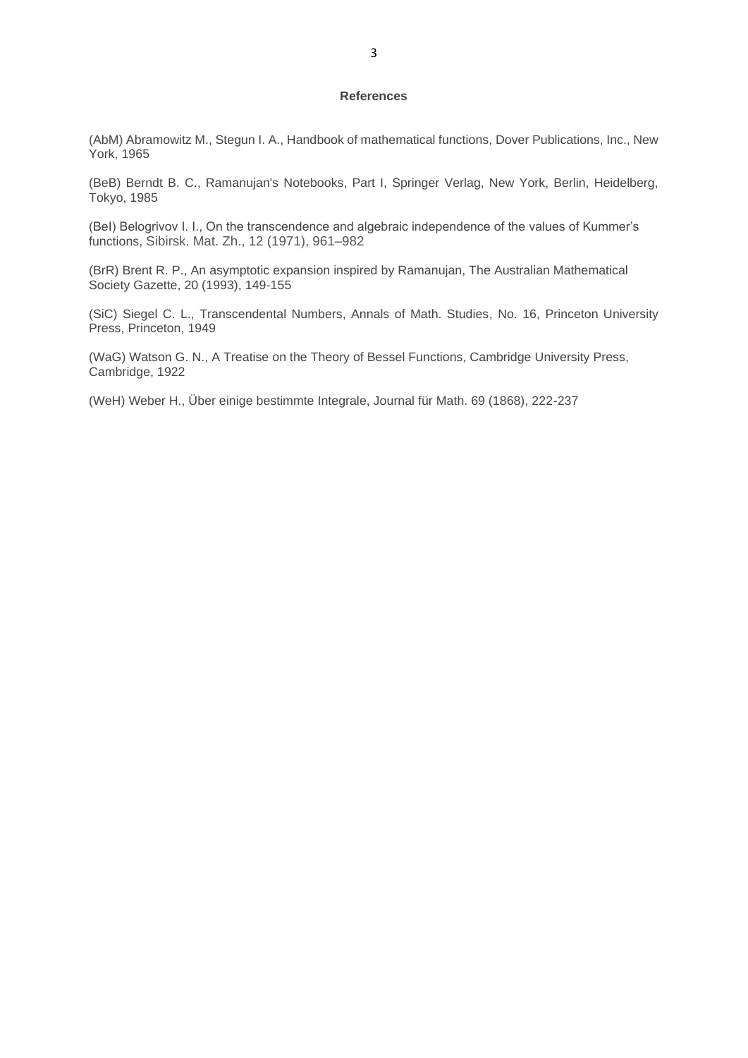# References

(AbM) Abramowitz M., Stegun I. A., Handbook of mathematical functions, Dover Publications, Inc., New York, 1965

(BeB) Berndt B. C., Ramanujan's Notebooks, Part I, Springer Verlag, New York, Berlin, Heidelberg, Tokyo, 1985

(BeI) Belogrivov I. I., On the transcendence and algebraic independence of the values of Kummer's functions, Sibirsk. Mat. Zh., 12 (1971), 961–982

(BrR) Brent R. P., An asymptotic expansion inspired by Ramanujan, The Australian Mathematical Society Gazette, 20 (1993), 149-155

(SiC) Siegel C. L., Transcendental Numbers, Annals of Math. Studies, No. 16, Princeton University Press, Princeton, 1949

(WaG) Watson G. N., A Treatise on the Theory of Bessel Functions, Cambridge University Press, Cambridge, 1922

(WeH) Weber H., Über einige bestimmte Integrale, Journal für Math. 69 (1868), 222-237